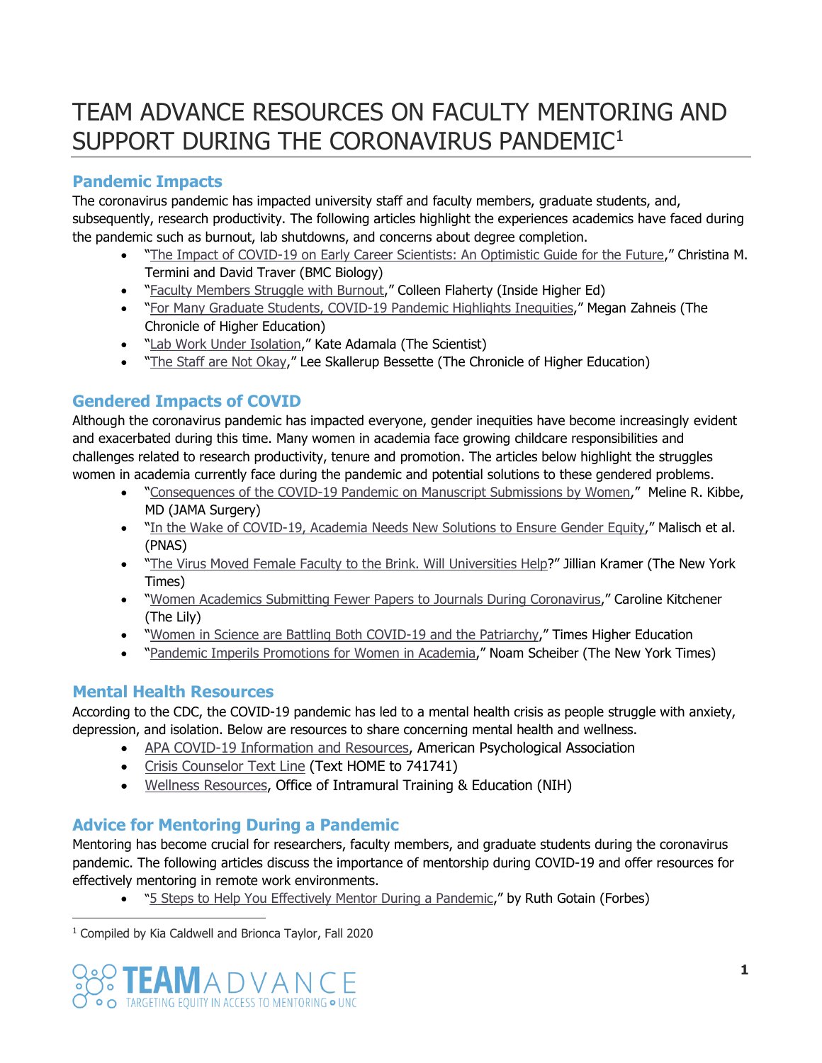# TEAM ADVANCE RESOURCES ON FACULTY MENTORING AND SUPPORT DURING THE CORONAVIRUS PANDEMIC[1]

## Pandemic Impacts

The coronavirus pandemic has impacted university staff and faculty members, graduate students, and, subsequently, research productivity. The following articles highlight the experiences academics have faced during the pandemic such as burnout, lab shutdowns, and concerns about degree completion.

- "The Impact of COVID-19 on Early Career Scientists: An Optimistic Guide for the Future," Christina M. Termini and David Traver (BMC Biology)
- "Faculty Members Struggle with Burnout," Colleen Flaherty (Inside Higher Ed)
- "For Many Graduate Students, COVID-19 Pandemic Highlights Inequities," Megan Zahneis (The Chronicle of Higher Education)
- "Lab Work Under Isolation," Kate Adamala (The Scientist)
- "The Staff are Not Okay," Lee Skallerup Bessette (The Chronicle of Higher Education)

## Gendered Impacts of COVID

Although the coronavirus pandemic has impacted everyone, gender inequities have become increasingly evident and exacerbated during this time. Many women in academia face growing childcare responsibilities and challenges related to research productivity, tenure and promotion. The articles below highlight the struggles women in academia currently face during the pandemic and potential solutions to these gendered problems.

- "Consequences of the COVID-19 Pandemic on Manuscript Submissions by Women," Meline R. Kibbe, MD (JAMA Surgery)
- "In the Wake of COVID-19, Academia Needs New Solutions to Ensure Gender Equity," Malisch et al. (PNAS)
- "The Virus Moved Female Faculty to the Brink. Will Universities Help?" Jillian Kramer (The New York Times)
- "Women Academics Submitting Fewer Papers to Journals During Coronavirus," Caroline Kitchener (The Lily)
- "Women in Science are Battling Both COVID-19 and the Patriarchy," Times Higher Education
- "Pandemic Imperils Promotions for Women in Academia," Noam Scheiber (The New York Times)

## Mental Health Resources

According to the CDC, the COVID-19 pandemic has led to a mental health crisis as people struggle with anxiety, depression, and isolation. Below are resources to share concerning mental health and wellness.

- APA COVID-19 Information and Resources, American Psychological Association
- Crisis Counselor Text Line (Text HOME to 741741)
- Wellness Resources, Office of Intramural Training & Education (NIH)

## Advice for Mentoring During a Pandemic

Mentoring has become crucial for researchers, faculty members, and graduate students during the coronavirus pandemic. The following articles discuss the importance of mentorship during COVID-19 and offer resources for effectively mentoring in remote work environments.

- "5 Steps to Help You Effectively Mentor During a Pandemic," by Ruth Gotain (Forbes)

[1] Compiled by Kia Caldwell and Brionca Taylor, Fall 2020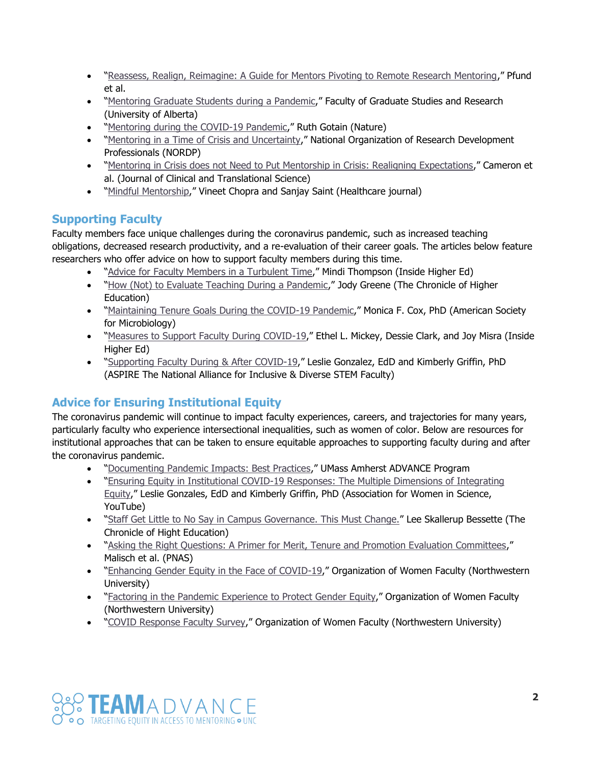- "Reassess, Realign, Reimagine: A Guide for Mentors Pivoting to Remote Research Mentoring," Pfund et al.
- "Mentoring Graduate Students during a Pandemic," Faculty of Graduate Studies and Research (University of Alberta)
- "Mentoring during the COVID-19 Pandemic," Ruth Gotain (Nature)
- "Mentoring in a Time of Crisis and Uncertainty," National Organization of Research Development Professionals (NORDP)
- "Mentoring in Crisis does not Need to Put Mentorship in Crisis: Realigning Expectations," Cameron et al. (Journal of Clinical and Translational Science)
- "Mindful Mentorship," Vineet Chopra and Sanjay Saint (Healthcare journal)

## Supporting Faculty

Faculty members face unique challenges during the coronavirus pandemic, such as increased teaching obligations, decreased research productivity, and a re-evaluation of their career goals. The articles below feature researchers who offer advice on how to support faculty members during this time.

- "Advice for Faculty Members in a Turbulent Time," Mindi Thompson (Inside Higher Ed)
- "How (Not) to Evaluate Teaching During a Pandemic," Jody Greene (The Chronicle of Higher Education)
- "Maintaining Tenure Goals During the COVID-19 Pandemic," Monica F. Cox, PhD (American Society for Microbiology)
- "Measures to Support Faculty During COVID-19," Ethel L. Mickey, Dessie Clark, and Joy Misra (Inside Higher Ed)
- "Supporting Faculty During & After COVID-19," Leslie Gonzalez, EdD and Kimberly Griffin, PhD (ASPIRE The National Alliance for Inclusive & Diverse STEM Faculty)

## Advice for Ensuring Institutional Equity

The coronavirus pandemic will continue to impact faculty experiences, careers, and trajectories for many years, particularly faculty who experience intersectional inequalities, such as women of color. Below are resources for institutional approaches that can be taken to ensure equitable approaches to supporting faculty during and after the coronavirus pandemic.

- "Documenting Pandemic Impacts: Best Practices," UMass Amherst ADVANCE Program
- "Ensuring Equity in Institutional COVID-19 Responses: The Multiple Dimensions of Integrating Equity," Leslie Gonzales, EdD and Kimberly Griffin, PhD (Association for Women in Science, YouTube)
- "Staff Get Little to No Say in Campus Governance. This Must Change." Lee Skallerup Bessette (The Chronicle of Hight Education)
- "Asking the Right Questions: A Primer for Merit, Tenure and Promotion Evaluation Committees," Malisch et al. (PNAS)
- "Enhancing Gender Equity in the Face of COVID-19," Organization of Women Faculty (Northwestern University)
- "Factoring in the Pandemic Experience to Protect Gender Equity," Organization of Women Faculty (Northwestern University)
- "COVID Response Faculty Survey," Organization of Women Faculty (Northwestern University)